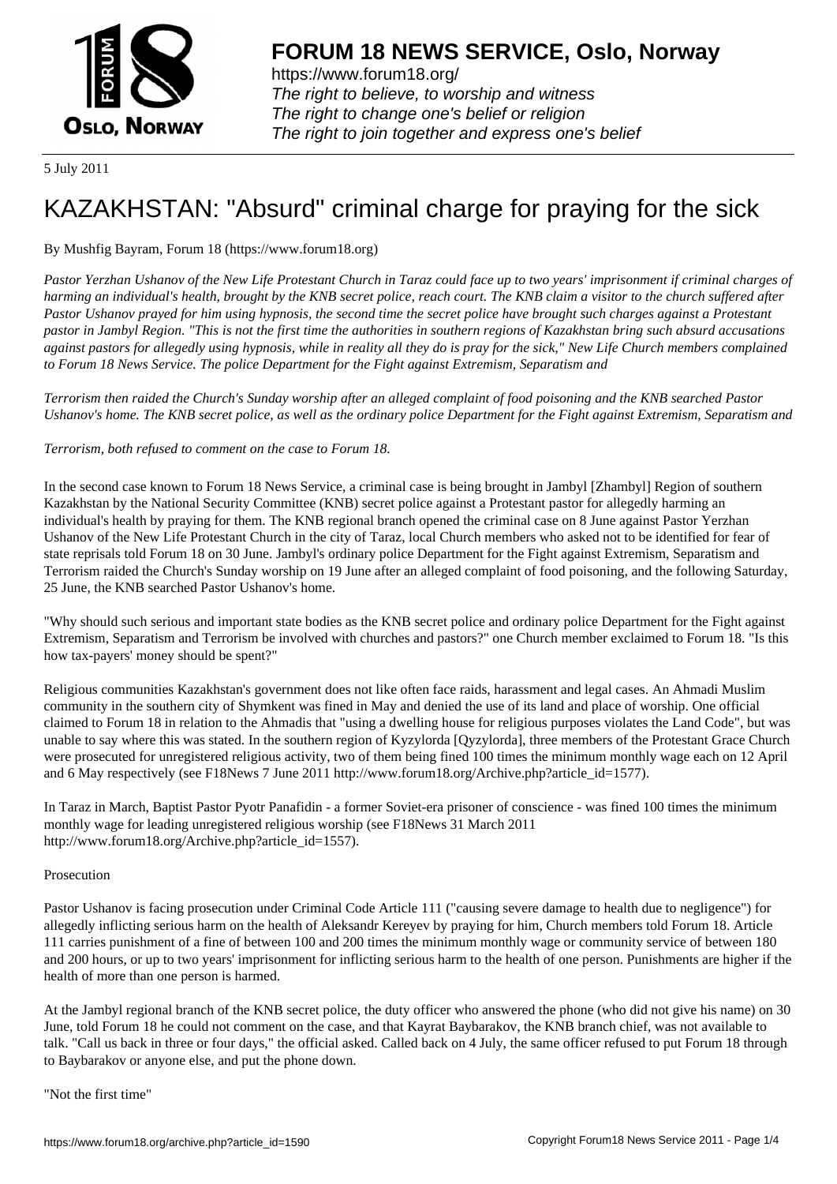# FORUM 18 NEWS SERVICE, Oslo, Norway

https://www.forum18.org/
*The right to believe, to worship and witness*
*The right to change one's belief or religion*
*The right to join together and express one's belief*

5 July 2011

# KAZAKHSTAN: "Absurd" criminal charge for praying for the sick

By Mushfig Bayram, Forum 18 (https://www.forum18.org)

*Pastor Yerzhan Ushanov of the New Life Protestant Church in Taraz could face up to two years' imprisonment if criminal charges of harming an individual's health, brought by the KNB secret police, reach court. The KNB claim a visitor to the church suffered after Pastor Ushanov prayed for him using hypnosis, the second time the secret police have brought such charges against a Protestant pastor in Jambyl Region. "This is not the first time the authorities in southern regions of Kazakhstan bring such absurd accusations against pastors for allegedly using hypnosis, while in reality all they do is pray for the sick," New Life Church members complained to Forum 18 News Service. The police Department for the Fight against Extremism, Separatism and Terrorism then raided the Church's Sunday worship after an alleged complaint of food poisoning and the KNB searched Pastor Ushanov's home. The KNB secret police, as well as the ordinary police Department for the Fight against Extremism, Separatism and Terrorism, both refused to comment on the case to Forum 18.*

In the second case known to Forum 18 News Service, a criminal case is being brought in Jambyl [Zhambyl] Region of southern Kazakhstan by the National Security Committee (KNB) secret police against a Protestant pastor for allegedly harming an individual's health by praying for them. The KNB regional branch opened the criminal case on 8 June against Pastor Yerzhan Ushanov of the New Life Protestant Church in the city of Taraz, local Church members who asked not to be identified for fear of state reprisals told Forum 18 on 30 June. Jambyl's ordinary police Department for the Fight against Extremism, Separatism and Terrorism raided the Church's Sunday worship on 19 June after an alleged complaint of food poisoning, and the following Saturday, 25 June, the KNB searched Pastor Ushanov's home.

"Why should such serious and important state bodies as the KNB secret police and ordinary police Department for the Fight against Extremism, Separatism and Terrorism be involved with churches and pastors?" one Church member exclaimed to Forum 18. "Is this how tax-payers' money should be spent?"

Religious communities Kazakhstan's government does not like often face raids, harassment and legal cases. An Ahmadi Muslim community in the southern city of Shymkent was fined in May and denied the use of its land and place of worship. One official claimed to Forum 18 in relation to the Ahmadis that "using a dwelling house for religious purposes violates the Land Code", but was unable to say where this was stated. In the southern region of Kyzylorda [Qyzylorda], three members of the Protestant Grace Church were prosecuted for unregistered religious activity, two of them being fined 100 times the minimum monthly wage each on 12 April and 6 May respectively (see F18News 7 June 2011 http://www.forum18.org/Archive.php?article_id=1577).

In Taraz in March, Baptist Pastor Pyotr Panafidin - a former Soviet-era prisoner of conscience - was fined 100 times the minimum monthly wage for leading unregistered religious worship (see F18News 31 March 2011 http://www.forum18.org/Archive.php?article_id=1557).

## Prosecution

Pastor Ushanov is facing prosecution under Criminal Code Article 111 ("causing severe damage to health due to negligence") for allegedly inflicting serious harm on the health of Aleksandr Kereyev by praying for him, Church members told Forum 18. Article 111 carries punishment of a fine of between 100 and 200 times the minimum monthly wage or community service of between 180 and 200 hours, or up to two years' imprisonment for inflicting serious harm to the health of one person. Punishments are higher if the health of more than one person is harmed.

At the Jambyl regional branch of the KNB secret police, the duty officer who answered the phone (who did not give his name) on 30 June, told Forum 18 he could not comment on the case, and that Kayrat Baybarakov, the KNB branch chief, was not available to talk. "Call us back in three or four days," the official asked. Called back on 4 July, the same officer refused to put Forum 18 through to Baybarakov or anyone else, and put the phone down.

## "Not the first time"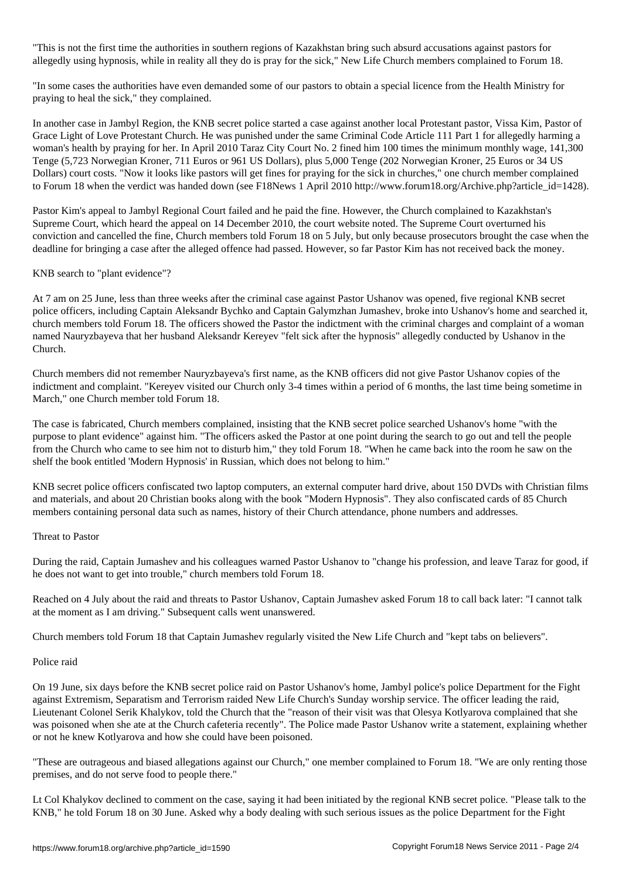"This is not the first time the authorities in southern regions of Kazakhstan bring such absurd accusations against pastors for allegedly using hypnosis, while in reality all they do is pray for the sick," New Life Church members complained to Forum 18.

"In some cases the authorities have even demanded some of our pastors to obtain a special licence from the Health Ministry for praying to heal the sick," they complained.

In another case in Jambyl Region, the KNB secret police started a case against another local Protestant pastor, Vissa Kim, Pastor of Grace Light of Love Protestant Church. He was punished under the same Criminal Code Article 111 Part 1 for allegedly harming a woman's health by praying for her. In April 2010 Taraz City Court No. 2 fined him 100 times the minimum monthly wage, 141,300 Tenge (5,723 Norwegian Kroner, 711 Euros or 961 US Dollars), plus 5,000 Tenge (202 Norwegian Kroner, 25 Euros or 34 US Dollars) court costs. "Now it looks like pastors will get fines for praying for the sick in churches," one church member complained to Forum 18 when the verdict was handed down (see F18News 1 April 2010 http://www.forum18.org/Archive.php?article_id=1428).

Pastor Kim's appeal to Jambyl Regional Court failed and he paid the fine. However, the Church complained to Kazakhstan's Supreme Court, which heard the appeal on 14 December 2010, the court website noted. The Supreme Court overturned his conviction and cancelled the fine, Church members told Forum 18 on 5 July, but only because prosecutors brought the case when the deadline for bringing a case after the alleged offence had passed. However, so far Pastor Kim has not received back the money.

KNB search to "plant evidence"?

At 7 am on 25 June, less than three weeks after the criminal case against Pastor Ushanov was opened, five regional KNB secret police officers, including Captain Aleksandr Bychko and Captain Galymzhan Jumashev, broke into Ushanov's home and searched it, church members told Forum 18. The officers showed the Pastor the indictment with the criminal charges and complaint of a woman named Nauryzbayeva that her husband Aleksandr Kereyev "felt sick after the hypnosis" allegedly conducted by Ushanov in the Church.

Church members did not remember Nauryzbayeva's first name, as the KNB officers did not give Pastor Ushanov copies of the indictment and complaint. "Kereyev visited our Church only 3-4 times within a period of 6 months, the last time being sometime in March," one Church member told Forum 18.

The case is fabricated, Church members complained, insisting that the KNB secret police searched Ushanov's home "with the purpose to plant evidence" against him. "The officers asked the Pastor at one point during the search to go out and tell the people from the Church who came to see him not to disturb him," they told Forum 18. "When he came back into the room he saw on the shelf the book entitled 'Modern Hypnosis' in Russian, which does not belong to him."

KNB secret police officers confiscated two laptop computers, an external computer hard drive, about 150 DVDs with Christian films and materials, and about 20 Christian books along with the book "Modern Hypnosis". They also confiscated cards of 85 Church members containing personal data such as names, history of their Church attendance, phone numbers and addresses.

Threat to Pastor

During the raid, Captain Jumashev and his colleagues warned Pastor Ushanov to "change his profession, and leave Taraz for good, if he does not want to get into trouble," church members told Forum 18.

Reached on 4 July about the raid and threats to Pastor Ushanov, Captain Jumashev asked Forum 18 to call back later: "I cannot talk at the moment as I am driving." Subsequent calls went unanswered.

Church members told Forum 18 that Captain Jumashev regularly visited the New Life Church and "kept tabs on believers".

Police raid

On 19 June, six days before the KNB secret police raid on Pastor Ushanov's home, Jambyl police's police Department for the Fight against Extremism, Separatism and Terrorism raided New Life Church's Sunday worship service. The officer leading the raid, Lieutenant Colonel Serik Khalykov, told the Church that the "reason of their visit was that Olesya Kotlyarova complained that she was poisoned when she ate at the Church cafeteria recently". The Police made Pastor Ushanov write a statement, explaining whether or not he knew Kotlyarova and how she could have been poisoned.

"These are outrageous and biased allegations against our Church," one member complained to Forum 18. "We are only renting those premises, and do not serve food to people there."

Lt Col Khalykov declined to comment on the case, saying it had been initiated by the regional KNB secret police. "Please talk to the KNB," he told Forum 18 on 30 June. Asked why a body dealing with such serious issues as the police Department for the Fight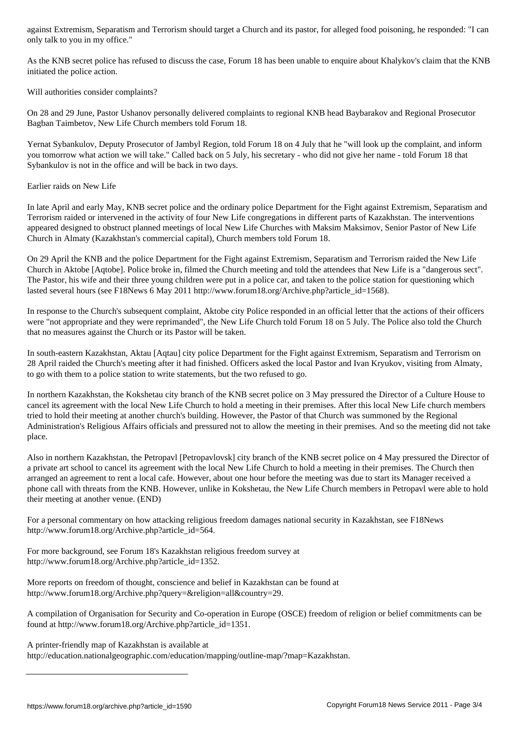against Extremism, Separatism and Terrorism should target a Church and its pastor, for alleged food poisoning, he responded: "I can only talk to you in my office."

As the KNB secret police has refused to discuss the case, Forum 18 has been unable to enquire about Khalykov's claim that the KNB initiated the police action.

Will authorities consider complaints?

On 28 and 29 June, Pastor Ushanov personally delivered complaints to regional KNB head Baybarakov and Regional Prosecutor Bagban Taimbetov, New Life Church members told Forum 18.

Yernat Sybankulov, Deputy Prosecutor of Jambyl Region, told Forum 18 on 4 July that he "will look up the complaint, and inform you tomorrow what action we will take." Called back on 5 July, his secretary - who did not give her name - told Forum 18 that Sybankulov is not in the office and will be back in two days.

Earlier raids on New Life

In late April and early May, KNB secret police and the ordinary police Department for the Fight against Extremism, Separatism and Terrorism raided or intervened in the activity of four New Life congregations in different parts of Kazakhstan. The interventions appeared designed to obstruct planned meetings of local New Life Churches with Maksim Maksimov, Senior Pastor of New Life Church in Almaty (Kazakhstan's commercial capital), Church members told Forum 18.

On 29 April the KNB and the police Department for the Fight against Extremism, Separatism and Terrorism raided the New Life Church in Aktobe [Aqtobe]. Police broke in, filmed the Church meeting and told the attendees that New Life is a "dangerous sect". The Pastor, his wife and their three young children were put in a police car, and taken to the police station for questioning which lasted several hours (see F18News 6 May 2011 http://www.forum18.org/Archive.php?article_id=1568).

In response to the Church's subsequent complaint, Aktobe city Police responded in an official letter that the actions of their officers were "not appropriate and they were reprimanded", the New Life Church told Forum 18 on 5 July. The Police also told the Church that no measures against the Church or its Pastor will be taken.

In south-eastern Kazakhstan, Aktau [Aqtau] city police Department for the Fight against Extremism, Separatism and Terrorism on 28 April raided the Church's meeting after it had finished. Officers asked the local Pastor and Ivan Kryukov, visiting from Almaty, to go with them to a police station to write statements, but the two refused to go.

In northern Kazakhstan, the Kokshetau city branch of the KNB secret police on 3 May pressured the Director of a Culture House to cancel its agreement with the local New Life Church to hold a meeting in their premises. After this local New Life church members tried to hold their meeting at another church's building. However, the Pastor of that Church was summoned by the Regional Administration's Religious Affairs officials and pressured not to allow the meeting in their premises. And so the meeting did not take place.

Also in northern Kazakhstan, the Petropavl [Petropavlovsk] city branch of the KNB secret police on 4 May pressured the Director of a private art school to cancel its agreement with the local New Life Church to hold a meeting in their premises. The Church then arranged an agreement to rent a local cafe. However, about one hour before the meeting was due to start its Manager received a phone call with threats from the KNB. However, unlike in Kokshetau, the New Life Church members in Petropavl were able to hold their meeting at another venue. (END)

For a personal commentary on how attacking religious freedom damages national security in Kazakhstan, see F18News http://www.forum18.org/Archive.php?article_id=564.

For more background, see Forum 18's Kazakhstan religious freedom survey at http://www.forum18.org/Archive.php?article_id=1352.

More reports on freedom of thought, conscience and belief in Kazakhstan can be found at http://www.forum18.org/Archive.php?query=&religion=all&country=29.

A compilation of Organisation for Security and Co-operation in Europe (OSCE) freedom of religion or belief commitments can be found at http://www.forum18.org/Archive.php?article_id=1351.

A printer-friendly map of Kazakhstan is available at http://education.nationalgeographic.com/education/mapping/outline-map/?map=Kazakhstan.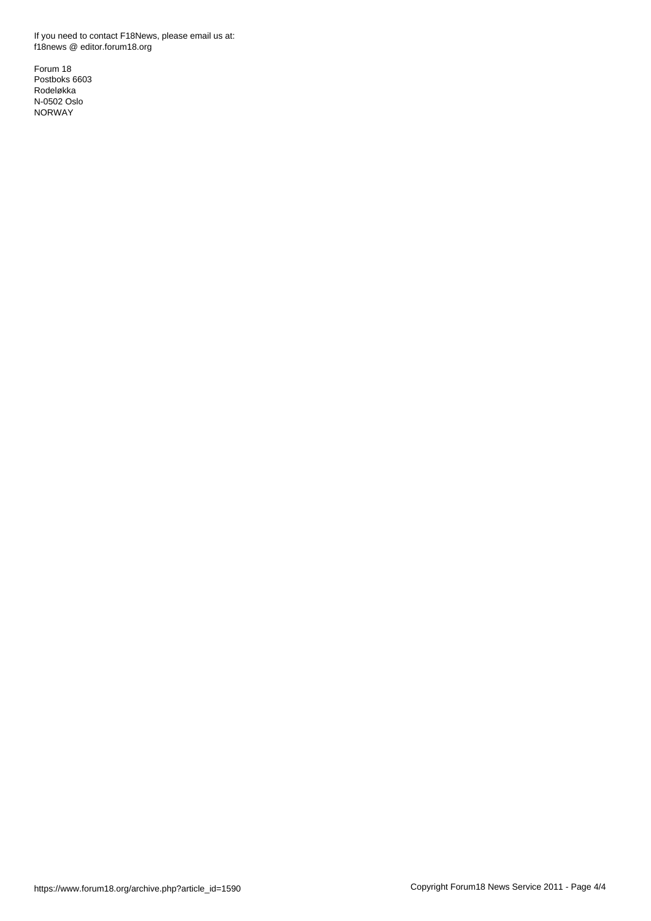If you need to contact F18News, please email us at:
f18news @ editor.forum18.org

Forum 18
Postboks 6603
Rodeløkka
N-0502 Oslo
NORWAY